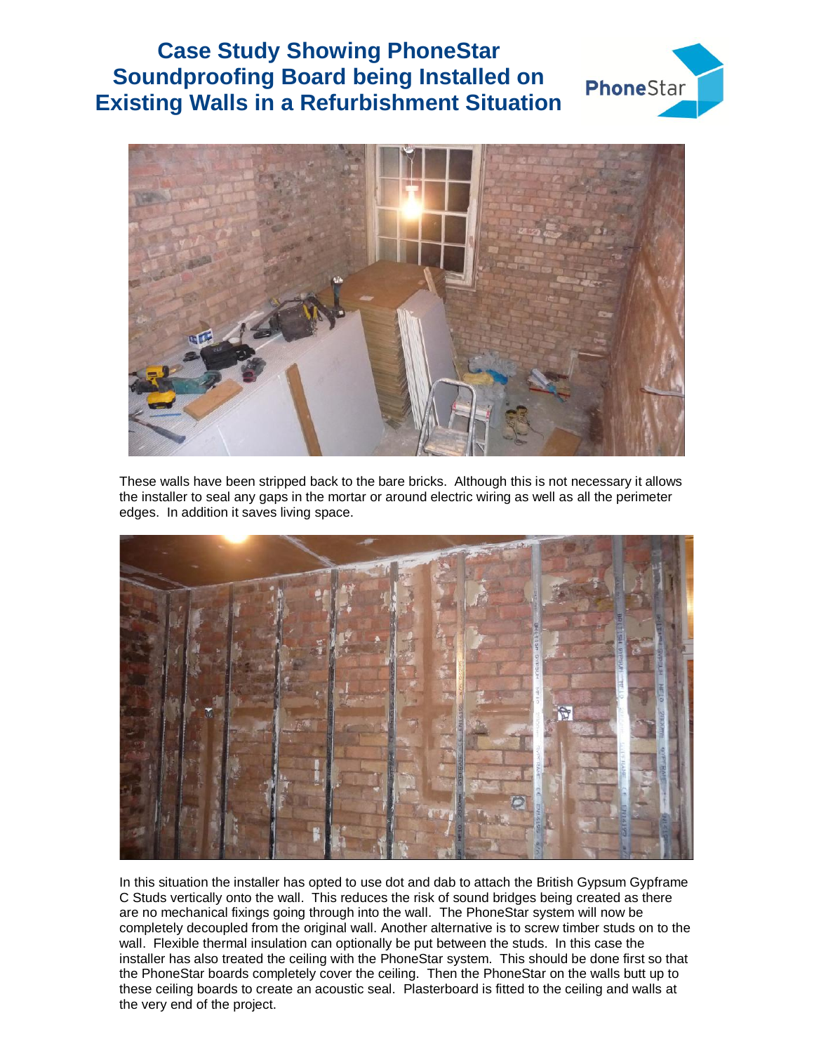# Case Study Showing PhoneStar Soundproofing Board being Installed on Existing Walls in a Refurbishment Situation

These walls have been stripped back to the bare bricks. Although this is not necessary it allows the installer to seal any gaps in the mortar or around electric wiring as well as all the perimeter edges. In addition it saves living space.

In this situation the installer has opted to use dot and dab to attach the British Gypsum Gypframe C Studs vertically onto the wall. This reduces the risk of sound bridges being created as there are no mechanical fixings going through into the wall. The PhoneStar system will now be completely decoupled from the original wall. Another alternative is to screw timber studs on to the wall. Flexible thermal insulation can optionally be put between the studs. In this case the installer has also treated the ceiling with the PhoneStar system. This should be done first so that the PhoneStar boards completely cover the ceiling. Then the PhoneStar on the walls butt up to these ceiling boards to create an acoustic seal. Plasterboard is fitted to the ceiling and walls at the very end of the project.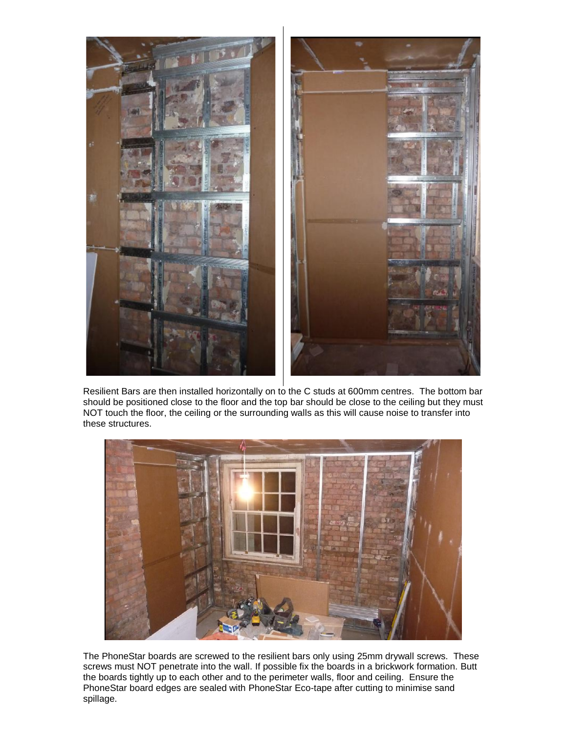Resilient Bars are then installed horizontally on to the C studs at 600mm centres. The bottom bar should be positioned close to the floor and the top bar should be close to the ceiling but they must NOT touch the floor, the ceiling or the surrounding walls as this will cause noise to transfer into these structures.

The PhoneStar boards are screwed to the resilient bars only using 25mm drywall screws. These screws must NOT penetrate into the wall. If possible fix the boards in a brickwork formation. Butt the boards tightly up to each other and to the perimeter walls, floor and ceiling. Ensure the PhoneStar board edges are sealed with PhoneStar Eco-tape after cutting to minimise sand spillage.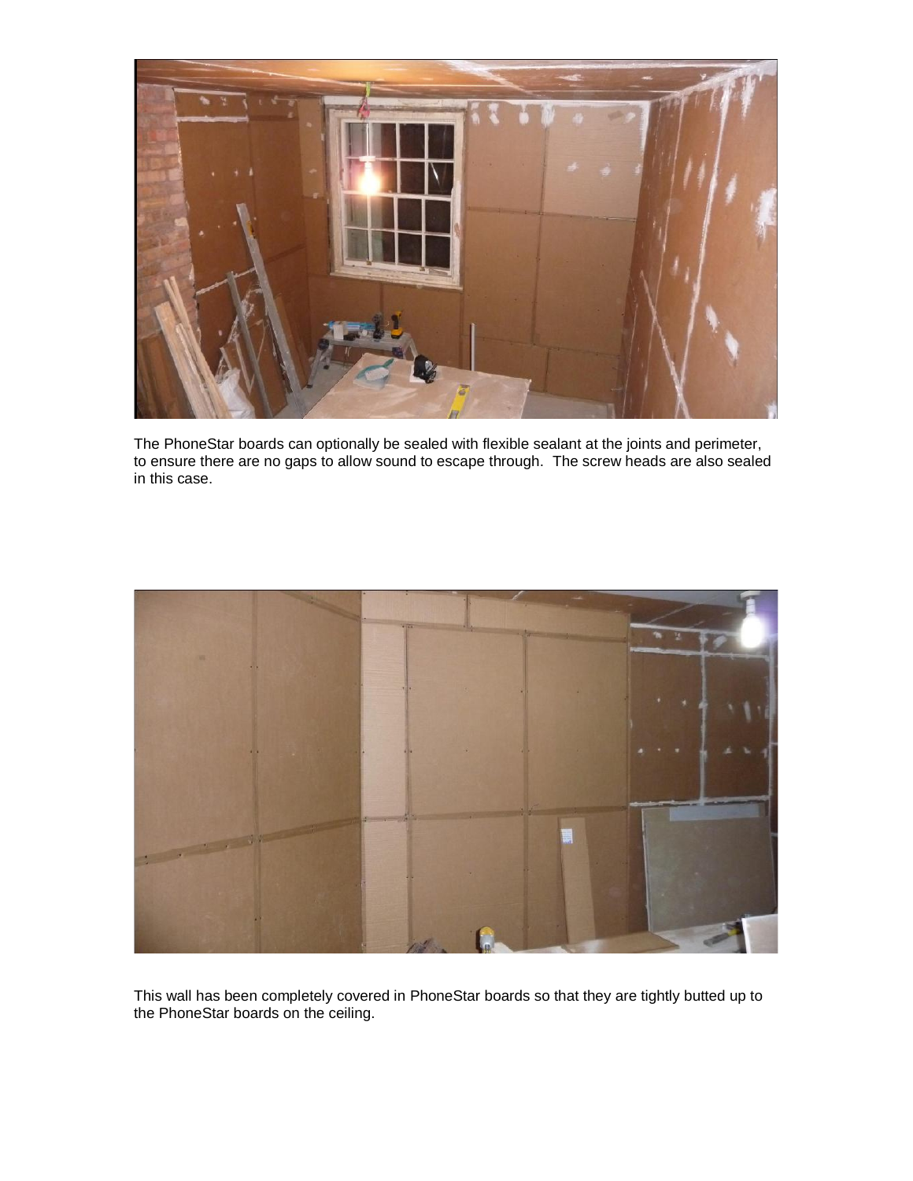The PhoneStar boards can optionally be sealed with flexible sealant at the joints and perimeter, to ensure there are no gaps to allow sound to escape through. The screw heads are also sealed in this case.

This wall has been completely covered in PhoneStar boards so that they are tightly butted up to the PhoneStar boards on the ceiling.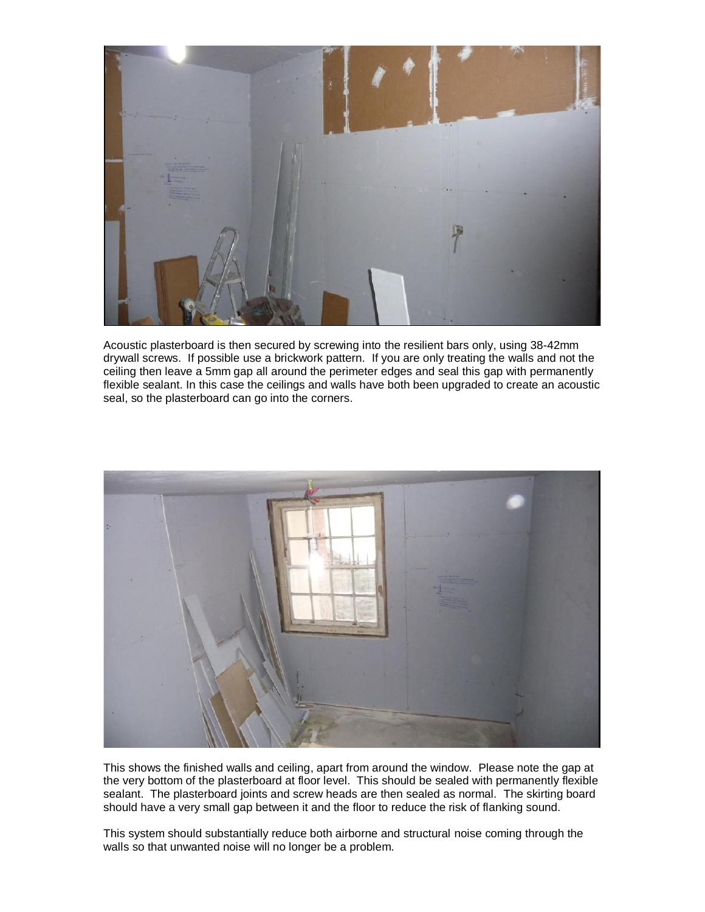Acoustic plasterboard is then secured by screwing into the resilient bars only, using 38-42mm drywall screws. If possible use a brickwork pattern. If you are only treating the walls and not the ceiling then leave a 5mm gap all around the perimeter edges and seal this gap with permanently flexible sealant. In this case the ceilings and walls have both been upgraded to create an acoustic seal, so the plasterboard can go into the corners.

This shows the finished walls and ceiling, apart from around the window. Please note the gap at the very bottom of the plasterboard at floor level. This should be sealed with permanently flexible sealant. The plasterboard joints and screw heads are then sealed as normal. The skirting board should have a very small gap between it and the floor to reduce the risk of flanking sound.

This system should substantially reduce both airborne and structural noise coming through the walls so that unwanted noise will no longer be a problem.